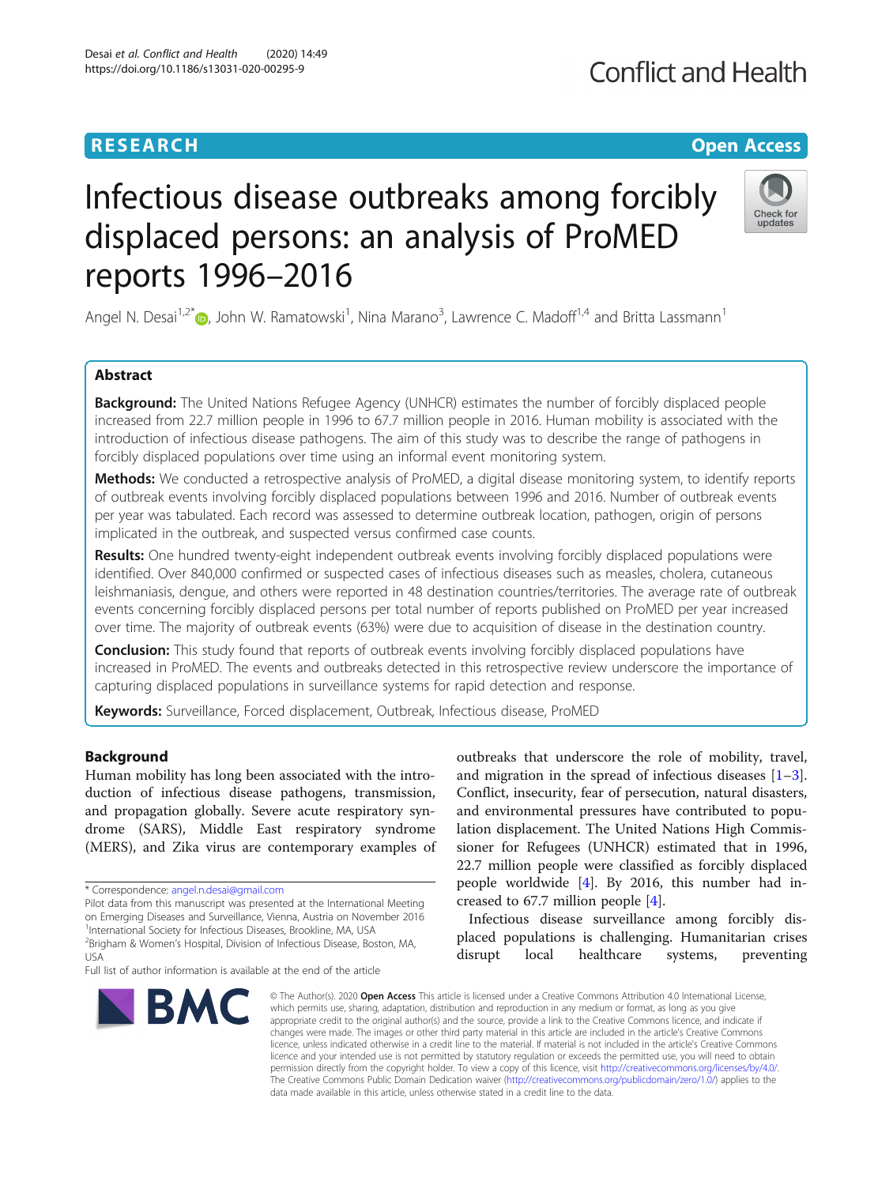RESEARCH

Open Access

# Infectious disease outbreaks among forcibly displaced persons: an analysis of ProMED reports 1996–2016

Angel N. Desai[1,2*], John W. Ramatowski[1], Nina Marano[3], Lawrence C. Madoff[1,4] and Britta Lassmann[1]

## Abstract

**Background:** The United Nations Refugee Agency (UNHCR) estimates the number of forcibly displaced people increased from 22.7 million people in 1996 to 67.7 million people in 2016. Human mobility is associated with the introduction of infectious disease pathogens. The aim of this study was to describe the range of pathogens in forcibly displaced populations over time using an informal event monitoring system.

**Methods:** We conducted a retrospective analysis of ProMED, a digital disease monitoring system, to identify reports of outbreak events involving forcibly displaced populations between 1996 and 2016. Number of outbreak events per year was tabulated. Each record was assessed to determine outbreak location, pathogen, origin of persons implicated in the outbreak, and suspected versus confirmed case counts.

**Results:** One hundred twenty-eight independent outbreak events involving forcibly displaced populations were identified. Over 840,000 confirmed or suspected cases of infectious diseases such as measles, cholera, cutaneous leishmaniasis, dengue, and others were reported in 48 destination countries/territories. The average rate of outbreak events concerning forcibly displaced persons per total number of reports published on ProMED per year increased over time. The majority of outbreak events (63%) were due to acquisition of disease in the destination country.

**Conclusion:** This study found that reports of outbreak events involving forcibly displaced populations have increased in ProMED. The events and outbreaks detected in this retrospective review underscore the importance of capturing displaced populations in surveillance systems for rapid detection and response.

**Keywords:** Surveillance, Forced displacement, Outbreak, Infectious disease, ProMED

## Background

Human mobility has long been associated with the introduction of infectious disease pathogens, transmission, and propagation globally. Severe acute respiratory syndrome (SARS), Middle East respiratory syndrome (MERS), and Zika virus are contemporary examples of outbreaks that underscore the role of mobility, travel, and migration in the spread of infectious diseases [1–3]. Conflict, insecurity, fear of persecution, natural disasters, and environmental pressures have contributed to population displacement. The United Nations High Commissioner for Refugees (UNHCR) estimated that in 1996, 22.7 million people were classified as forcibly displaced people worldwide [4]. By 2016, this number had increased to 67.7 million people [4].

Infectious disease surveillance among forcibly displaced populations is challenging. Humanitarian crises disrupt local healthcare systems, preventing

\* Correspondence: angel.n.desai@gmail.com

Pilot data from this manuscript was presented at the International Meeting on Emerging Diseases and Surveillance, Vienna, Austria on November 2016

[1] International Society for Infectious Diseases, Brookline, MA, USA

[2] Brigham & Women's Hospital, Division of Infectious Disease, Boston, MA, USA

Full list of author information is available at the end of the article

© The Author(s). 2020 **Open Access** This article is licensed under a Creative Commons Attribution 4.0 International License, which permits use, sharing, adaptation, distribution and reproduction in any medium or format, as long as you give appropriate credit to the original author(s) and the source, provide a link to the Creative Commons licence, and indicate if changes were made. The images or other third party material in this article are included in the article's Creative Commons licence, unless indicated otherwise in a credit line to the material. If material is not included in the article's Creative Commons licence and your intended use is not permitted by statutory regulation or exceeds the permitted use, you will need to obtain permission directly from the copyright holder. To view a copy of this licence, visit http://creativecommons.org/licenses/by/4.0/. The Creative Commons Public Domain Dedication waiver (http://creativecommons.org/publicdomain/zero/1.0/) applies to the data made available in this article, unless otherwise stated in a credit line to the data.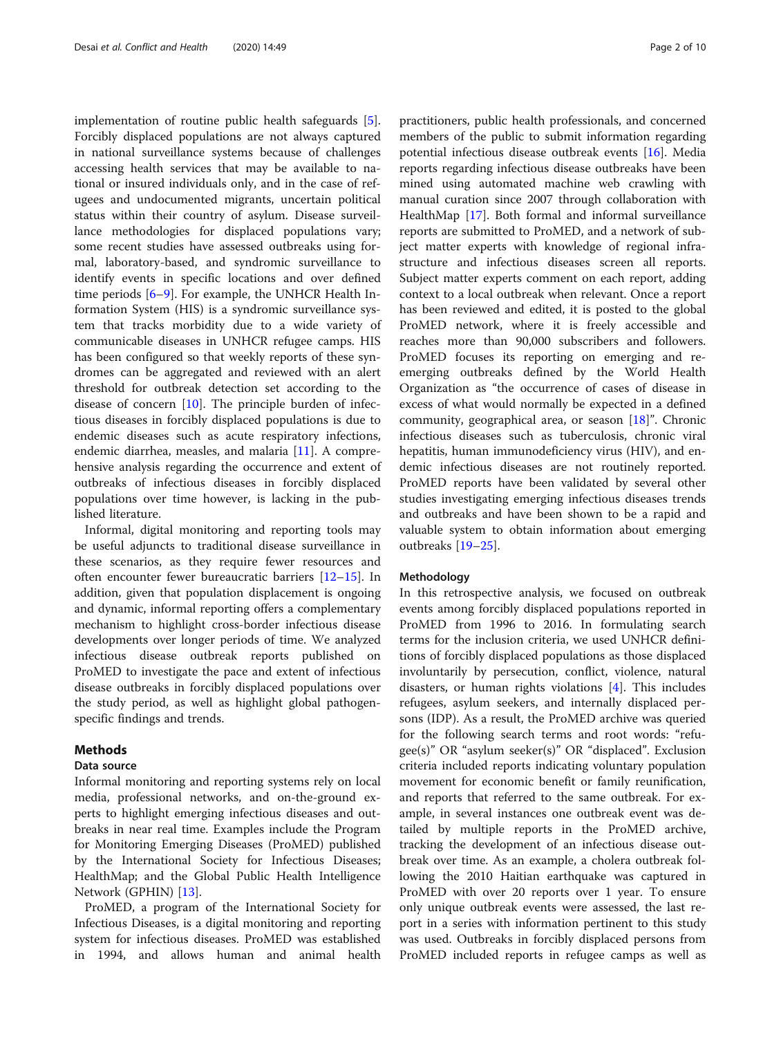implementation of routine public health safeguards [5]. Forcibly displaced populations are not always captured in national surveillance systems because of challenges accessing health services that may be available to national or insured individuals only, and in the case of refugees and undocumented migrants, uncertain political status within their country of asylum. Disease surveillance methodologies for displaced populations vary; some recent studies have assessed outbreaks using formal, laboratory-based, and syndromic surveillance to identify events in specific locations and over defined time periods [6–9]. For example, the UNHCR Health Information System (HIS) is a syndromic surveillance system that tracks morbidity due to a wide variety of communicable diseases in UNHCR refugee camps. HIS has been configured so that weekly reports of these syndromes can be aggregated and reviewed with an alert threshold for outbreak detection set according to the disease of concern [10]. The principle burden of infectious diseases in forcibly displaced populations is due to endemic diseases such as acute respiratory infections, endemic diarrhea, measles, and malaria [11]. A comprehensive analysis regarding the occurrence and extent of outbreaks of infectious diseases in forcibly displaced populations over time however, is lacking in the published literature.

Informal, digital monitoring and reporting tools may be useful adjuncts to traditional disease surveillance in these scenarios, as they require fewer resources and often encounter fewer bureaucratic barriers [12–15]. In addition, given that population displacement is ongoing and dynamic, informal reporting offers a complementary mechanism to highlight cross-border infectious disease developments over longer periods of time. We analyzed infectious disease outbreak reports published on ProMED to investigate the pace and extent of infectious disease outbreaks in forcibly displaced populations over the study period, as well as highlight global pathogen-specific findings and trends.

## Methods

### Data source

Informal monitoring and reporting systems rely on local media, professional networks, and on-the-ground experts to highlight emerging infectious diseases and outbreaks in near real time. Examples include the Program for Monitoring Emerging Diseases (ProMED) published by the International Society for Infectious Diseases; HealthMap; and the Global Public Health Intelligence Network (GPHIN) [13].

ProMED, a program of the International Society for Infectious Diseases, is a digital monitoring and reporting system for infectious diseases. ProMED was established in 1994, and allows human and animal health practitioners, public health professionals, and concerned members of the public to submit information regarding potential infectious disease outbreak events [16]. Media reports regarding infectious disease outbreaks have been mined using automated machine web crawling with manual curation since 2007 through collaboration with HealthMap [17]. Both formal and informal surveillance reports are submitted to ProMED, and a network of subject matter experts with knowledge of regional infrastructure and infectious diseases screen all reports. Subject matter experts comment on each report, adding context to a local outbreak when relevant. Once a report has been reviewed and edited, it is posted to the global ProMED network, where it is freely accessible and reaches more than 90,000 subscribers and followers. ProMED focuses its reporting on emerging and re-emerging outbreaks defined by the World Health Organization as "the occurrence of cases of disease in excess of what would normally be expected in a defined community, geographical area, or season [18]". Chronic infectious diseases such as tuberculosis, chronic viral hepatitis, human immunodeficiency virus (HIV), and endemic infectious diseases are not routinely reported. ProMED reports have been validated by several other studies investigating emerging infectious diseases trends and outbreaks and have been shown to be a rapid and valuable system to obtain information about emerging outbreaks [19–25].

### Methodology

In this retrospective analysis, we focused on outbreak events among forcibly displaced populations reported in ProMED from 1996 to 2016. In formulating search terms for the inclusion criteria, we used UNHCR definitions of forcibly displaced populations as those displaced involuntarily by persecution, conflict, violence, natural disasters, or human rights violations [4]. This includes refugees, asylum seekers, and internally displaced persons (IDP). As a result, the ProMED archive was queried for the following search terms and root words: "refugee(s)" OR "asylum seeker(s)" OR "displaced". Exclusion criteria included reports indicating voluntary population movement for economic benefit or family reunification, and reports that referred to the same outbreak. For example, in several instances one outbreak event was detailed by multiple reports in the ProMED archive, tracking the development of an infectious disease outbreak over time. As an example, a cholera outbreak following the 2010 Haitian earthquake was captured in ProMED with over 20 reports over 1 year. To ensure only unique outbreak events were assessed, the last report in a series with information pertinent to this study was used. Outbreaks in forcibly displaced persons from ProMED included reports in refugee camps as well as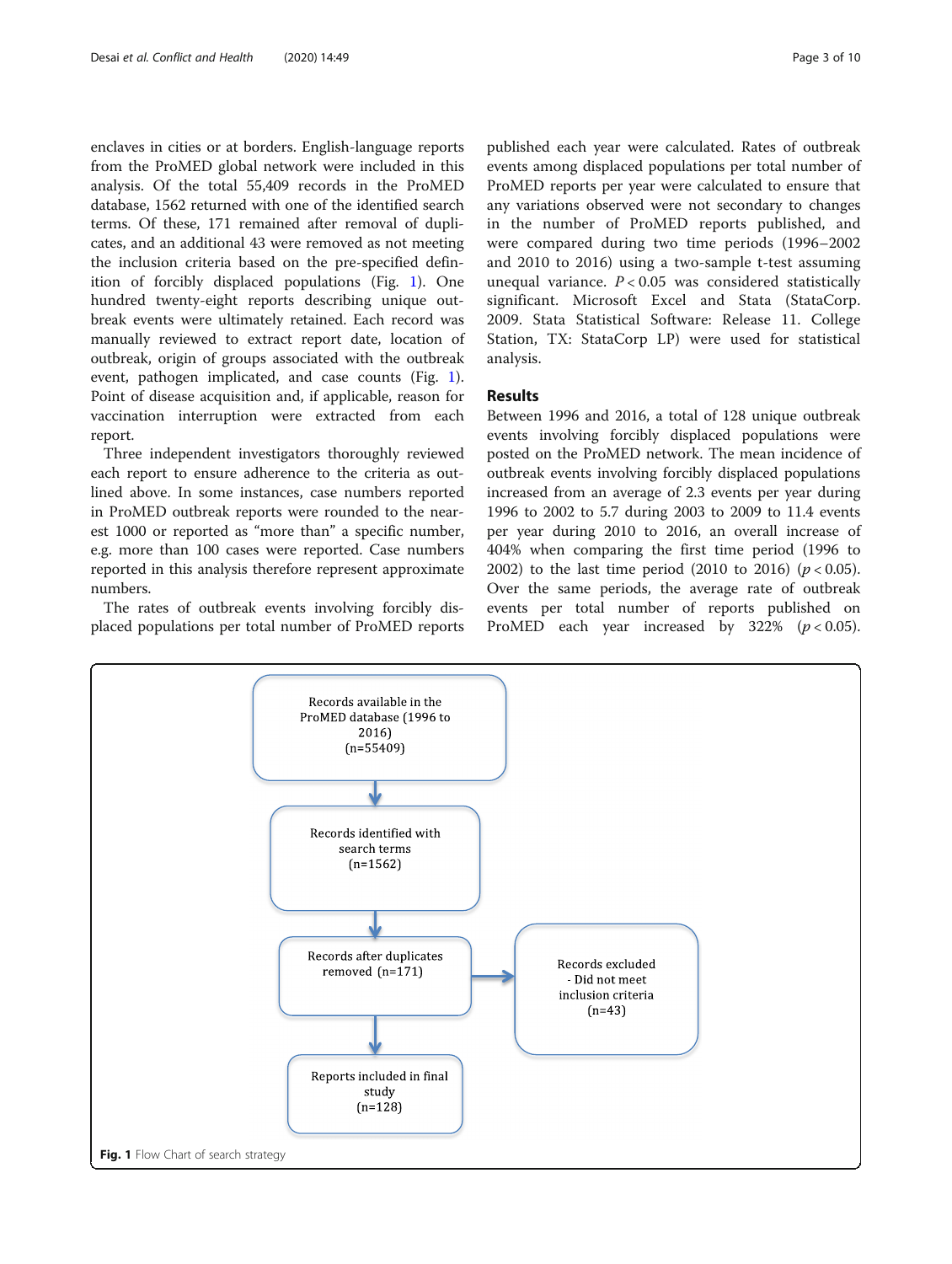enclaves in cities or at borders. English-language reports from the ProMED global network were included in this analysis. Of the total 55,409 records in the ProMED database, 1562 returned with one of the identified search terms. Of these, 171 remained after removal of duplicates, and an additional 43 were removed as not meeting the inclusion criteria based on the pre-specified definition of forcibly displaced populations (Fig. 1). One hundred twenty-eight reports describing unique outbreak events were ultimately retained. Each record was manually reviewed to extract report date, location of outbreak, origin of groups associated with the outbreak event, pathogen implicated, and case counts (Fig. 1). Point of disease acquisition and, if applicable, reason for vaccination interruption were extracted from each report.

Three independent investigators thoroughly reviewed each report to ensure adherence to the criteria as outlined above. In some instances, case numbers reported in ProMED outbreak reports were rounded to the nearest 1000 or reported as "more than" a specific number, e.g. more than 100 cases were reported. Case numbers reported in this analysis therefore represent approximate numbers.

The rates of outbreak events involving forcibly displaced populations per total number of ProMED reports published each year were calculated. Rates of outbreak events among displaced populations per total number of ProMED reports per year were calculated to ensure that any variations observed were not secondary to changes in the number of ProMED reports published, and were compared during two time periods (1996–2002 and 2010 to 2016) using a two-sample t-test assuming unequal variance. $P < 0.05$ was considered statistically significant. Microsoft Excel and Stata (StataCorp. 2009. Stata Statistical Software: Release 11. College Station, TX: StataCorp LP) were used for statistical analysis.

## Results

Between 1996 and 2016, a total of 128 unique outbreak events involving forcibly displaced populations were posted on the ProMED network. The mean incidence of outbreak events involving forcibly displaced populations increased from an average of 2.3 events per year during 1996 to 2002 to 5.7 during 2003 to 2009 to 11.4 events per year during 2010 to 2016, an overall increase of 404% when comparing the first time period (1996 to 2002) to the last time period (2010 to 2016) ($p < 0.05$). Over the same periods, the average rate of outbreak events per total number of reports published on ProMED each year increased by 322% ($p < 0.05$).

Records available in the ProMED database (1996 to 2016) (n=55409)

↓

Records identified with search terms (n=1562)

↓

Records after duplicates removed (n=171) → Records excluded - Did not meet inclusion criteria (n=43)

↓

Reports included in final study (n=128)

**Fig. 1** Flow Chart of search strategy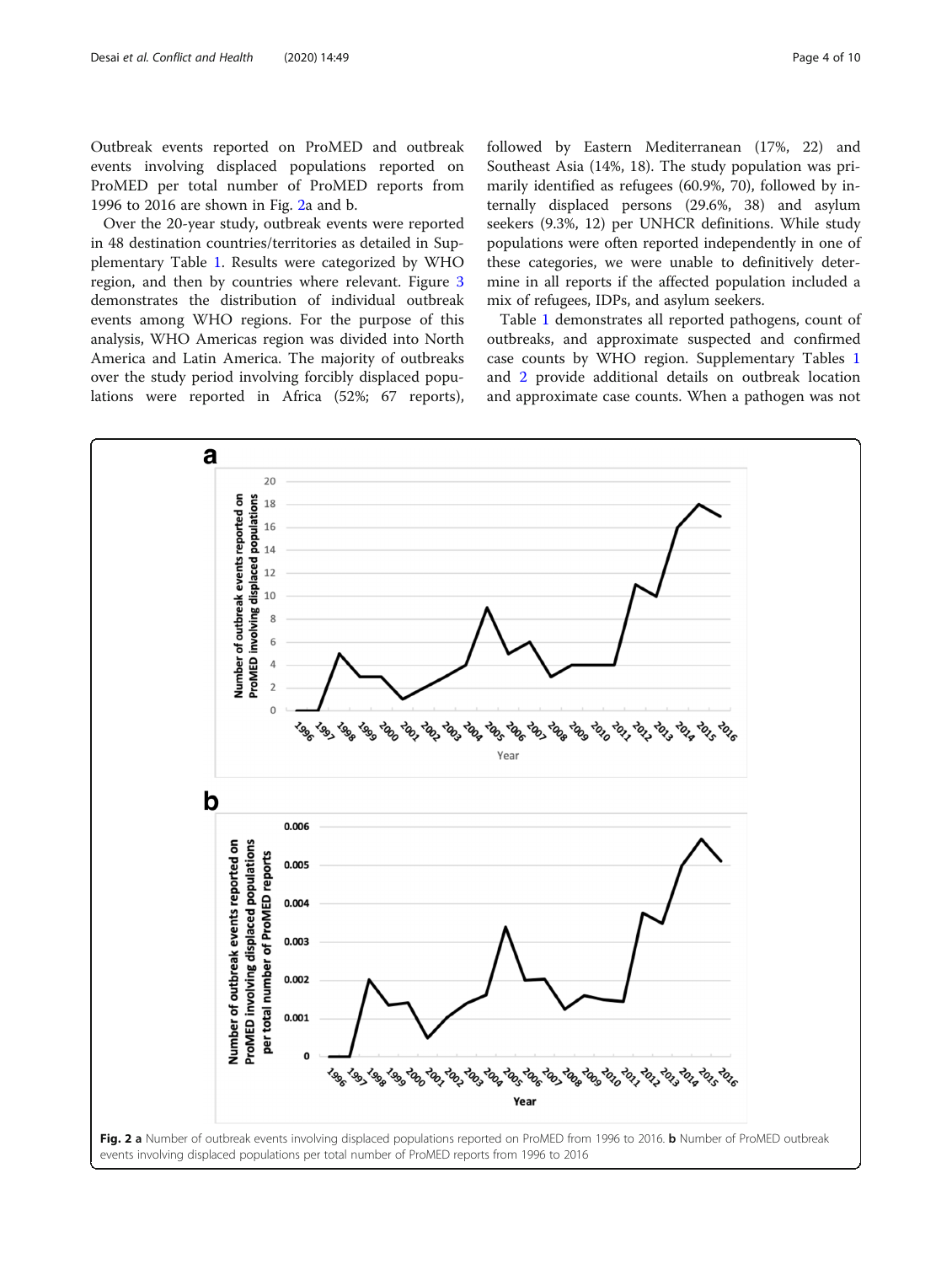Outbreak events reported on ProMED and outbreak events involving displaced populations reported on ProMED per total number of ProMED reports from 1996 to 2016 are shown in Fig. 2a and b.

Over the 20-year study, outbreak events were reported in 48 destination countries/territories as detailed in Supplementary Table 1. Results were categorized by WHO region, and then by countries where relevant. Figure 3 demonstrates the distribution of individual outbreak events among WHO regions. For the purpose of this analysis, WHO Americas region was divided into North America and Latin America. The majority of outbreaks over the study period involving forcibly displaced populations were reported in Africa (52%; 67 reports), followed by Eastern Mediterranean (17%, 22) and Southeast Asia (14%, 18). The study population was primarily identified as refugees (60.9%, 70), followed by internally displaced persons (29.6%, 38) and asylum seekers (9.3%, 12) per UNHCR definitions. While study populations were often reported independently in one of these categories, we were unable to definitively determine in all reports if the affected population included a mix of refugees, IDPs, and asylum seekers.

Table 1 demonstrates all reported pathogens, count of outbreaks, and approximate suspected and confirmed case counts by WHO region. Supplementary Tables 1 and 2 provide additional details on outbreak location and approximate case counts. When a pathogen was not

**Fig. 2** **a** Number of outbreak events involving displaced populations reported on ProMED from 1996 to 2016. **b** Number of ProMED outbreak events involving displaced populations per total number of ProMED reports from 1996 to 2016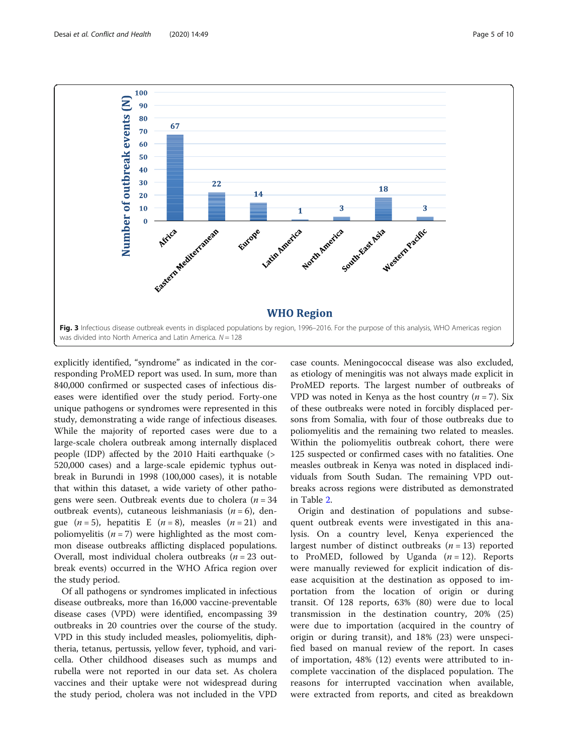**Fig. 3** Infectious disease outbreak events in displaced populations by region, 1996–2016. For the purpose of this analysis, WHO Americas region was divided into North America and Latin America. $N = 128$

explicitly identified, "syndrome" as indicated in the corresponding ProMED report was used. In sum, more than 840,000 confirmed or suspected cases of infectious diseases were identified over the study period. Forty-one unique pathogens or syndromes were represented in this study, demonstrating a wide range of infectious diseases. While the majority of reported cases were due to a large-scale cholera outbreak among internally displaced people (IDP) affected by the 2010 Haiti earthquake (> 520,000 cases) and a large-scale epidemic typhus outbreak in Burundi in 1998 (100,000 cases), it is notable that within this dataset, a wide variety of other pathogens were seen. Outbreak events due to cholera ($n = 34$ outbreak events), cutaneous leishmaniasis ($n = 6$), dengue ($n = 5$), hepatitis E ($n = 8$), measles ($n = 21$) and poliomyelitis ($n = 7$) were highlighted as the most common disease outbreaks afflicting displaced populations. Overall, most individual cholera outbreaks ($n = 23$ outbreak events) occurred in the WHO Africa region over the study period.

Of all pathogens or syndromes implicated in infectious disease outbreaks, more than 16,000 vaccine-preventable disease cases (VPD) were identified, encompassing 39 outbreaks in 20 countries over the course of the study. VPD in this study included measles, poliomyelitis, diphtheria, tetanus, pertussis, yellow fever, typhoid, and varicella. Other childhood diseases such as mumps and rubella were not reported in our data set. As cholera vaccines and their uptake were not widespread during the study period, cholera was not included in the VPD case counts. Meningococcal disease was also excluded, as etiology of meningitis was not always made explicit in ProMED reports. The largest number of outbreaks of VPD was noted in Kenya as the host country ($n = 7$). Six of these outbreaks were noted in forcibly displaced persons from Somalia, with four of those outbreaks due to poliomyelitis and the remaining two related to measles. Within the poliomyelitis outbreak cohort, there were 125 suspected or confirmed cases with no fatalities. One measles outbreak in Kenya was noted in displaced individuals from South Sudan. The remaining VPD outbreaks across regions were distributed as demonstrated in Table 2.

Origin and destination of populations and subsequent outbreak events were investigated in this analysis. On a country level, Kenya experienced the largest number of distinct outbreaks ($n = 13$) reported to ProMED, followed by Uganda ($n = 12$). Reports were manually reviewed for explicit indication of disease acquisition at the destination as opposed to importation from the location of origin or during transit. Of 128 reports, 63% (80) were due to local transmission in the destination country, 20% (25) were due to importation (acquired in the country of origin or during transit), and 18% (23) were unspecified based on manual review of the report. In cases of importation, 48% (12) events were attributed to incomplete vaccination of the displaced population. The reasons for interrupted vaccination when available, were extracted from reports, and cited as breakdown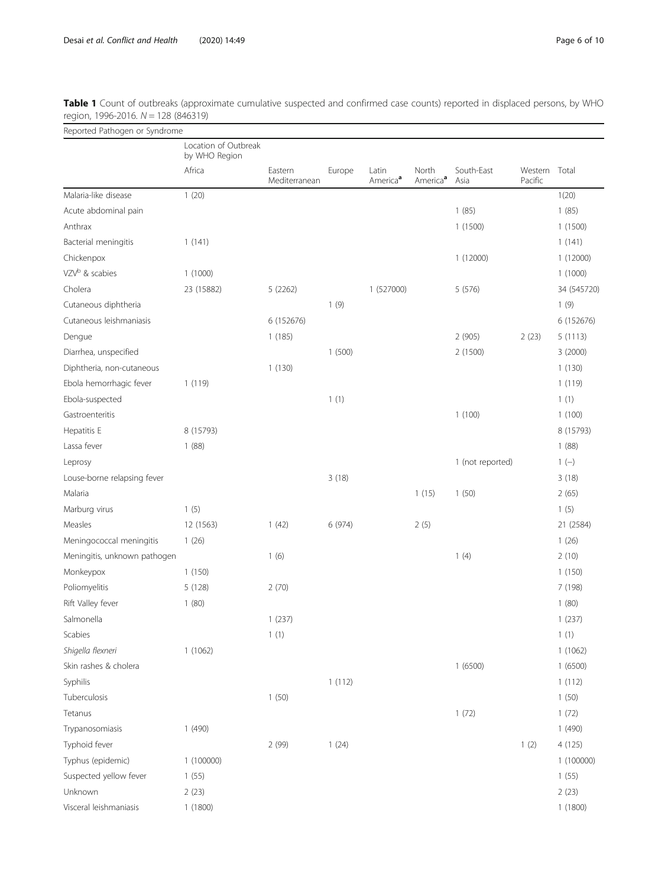**Table 1** Count of outbreaks (approximate cumulative suspected and confirmed case counts) reported in displaced persons, by WHO region, 1996-2016. $N = 128$ (846319)

| Reported Pathogen or Syndrome | | | | | | | | |
|---|---|---|---|---|---|---|---|---|
| | Location of Outbreak by WHO Region | | | | | | | |
| | Africa | Eastern Mediterranean | Europe | Latin America[a] | North America[a] | South-East Asia | Western Pacific | Total |
| Malaria-like disease | 1 (20) | | | | | | | 1(20) |
| Acute abdominal pain | | | | | | 1 (85) | | 1 (85) |
| Anthrax | | | | | | 1 (1500) | | 1 (1500) |
| Bacterial meningitis | 1 (141) | | | | | | | 1 (141) |
| Chickenpox | | | | | | 1 (12000) | | 1 (12000) |
| VZV[b] & scabies | 1 (1000) | | | | | | | 1 (1000) |
| Cholera | 23 (15882) | 5 (2262) | | 1 (527000) | | 5 (576) | | 34 (545720) |
| Cutaneous diphtheria | | | 1 (9) | | | | | 1 (9) |
| Cutaneous leishmaniasis | | 6 (152676) | | | | | | 6 (152676) |
| Dengue | | 1 (185) | | | | 2 (905) | 2 (23) | 5 (1113) |
| Diarrhea, unspecified | | | 1 (500) | | | 2 (1500) | | 3 (2000) |
| Diphtheria, non-cutaneous | | 1 (130) | | | | | | 1 (130) |
| Ebola hemorrhagic fever | 1 (119) | | | | | | | 1 (119) |
| Ebola-suspected | | | 1 (1) | | | | | 1 (1) |
| Gastroenteritis | | | | | | 1 (100) | | 1 (100) |
| Hepatitis E | 8 (15793) | | | | | | | 8 (15793) |
| Lassa fever | 1 (88) | | | | | | | 1 (88) |
| Leprosy | | | | | | 1 (not reported) | | 1 (–) |
| Louse-borne relapsing fever | | | 3 (18) | | | | | 3 (18) |
| Malaria | | | | | 1 (15) | 1 (50) | | 2 (65) |
| Marburg virus | 1 (5) | | | | | | | 1 (5) |
| Measles | 12 (1563) | 1 (42) | 6 (974) | | 2 (5) | | | 21 (2584) |
| Meningococcal meningitis | 1 (26) | | | | | | | 1 (26) |
| Meningitis, unknown pathogen | | 1 (6) | | | | 1 (4) | | 2 (10) |
| Monkeypox | 1 (150) | | | | | | | 1 (150) |
| Poliomyelitis | 5 (128) | 2 (70) | | | | | | 7 (198) |
| Rift Valley fever | 1 (80) | | | | | | | 1 (80) |
| Salmonella | | 1 (237) | | | | | | 1 (237) |
| Scabies | | 1 (1) | | | | | | 1 (1) |
| *Shigella flexneri* | 1 (1062) | | | | | | | 1 (1062) |
| Skin rashes & cholera | | | | | | 1 (6500) | | 1 (6500) |
| Syphilis | | | 1 (112) | | | | | 1 (112) |
| Tuberculosis | | 1 (50) | | | | | | 1 (50) |
| Tetanus | | | | | | 1 (72) | | 1 (72) |
| Trypanosomiasis | 1 (490) | | | | | | | 1 (490) |
| Typhoid fever | | 2 (99) | 1 (24) | | | | 1 (2) | 4 (125) |
| Typhus (epidemic) | 1 (100000) | | | | | | | 1 (100000) |
| Suspected yellow fever | 1 (55) | | | | | | | 1 (55) |
| Unknown | 2 (23) | | | | | | | 2 (23) |
| Visceral leishmaniasis | 1 (1800) | | | | | | | 1 (1800) |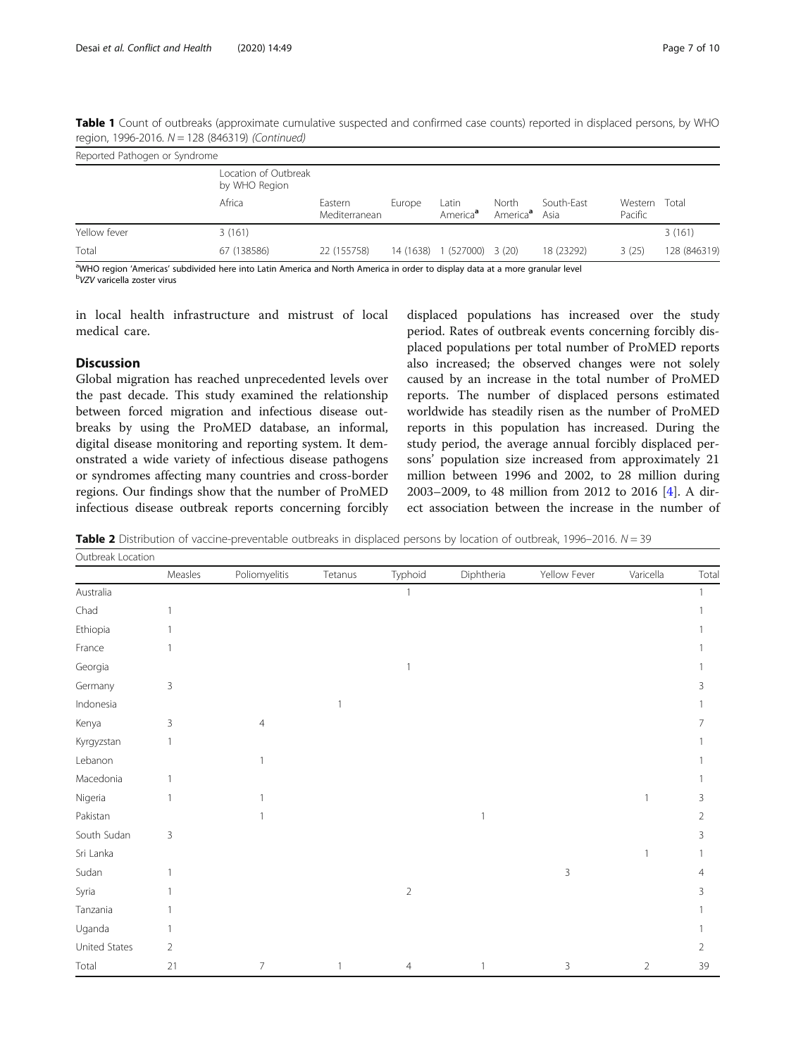**Table 1** Count of outbreaks (approximate cumulative suspected and confirmed case counts) reported in displaced persons, by WHO region, 1996-2016. $N = 128$ (846319) *(Continued)*

| Reported Pathogen or Syndrome | Location of Outbreak by WHO Region | | | | | | | |
|---|---|---|---|---|---|---|---|---|
| | Africa | Eastern Mediterranean | Europe | Latin America[a] | North America[a] | South-East Asia | Western Pacific | Total |
| Yellow fever | 3 (161) | | | | | | | 3 (161) |
| Total | 67 (138586) | 22 (155758) | 14 (1638) | 1 (527000) | 3 (20) | 18 (23292) | 3 (25) | 128 (846319) |

[a]WHO region 'Americas' subdivided here into Latin America and North America in order to display data at a more granular level
[b]*VZV* varicella zoster virus

in local health infrastructure and mistrust of local medical care.

## Discussion

Global migration has reached unprecedented levels over the past decade. This study examined the relationship between forced migration and infectious disease outbreaks by using the ProMED database, an informal, digital disease monitoring and reporting system. It demonstrated a wide variety of infectious disease pathogens or syndromes affecting many countries and cross-border regions. Our findings show that the number of ProMED infectious disease outbreak reports concerning forcibly displaced populations has increased over the study period. Rates of outbreak events concerning forcibly displaced populations per total number of ProMED reports also increased; the observed changes were not solely caused by an increase in the total number of ProMED reports. The number of displaced persons estimated worldwide has steadily risen as the number of ProMED reports in this population has increased. During the study period, the average annual forcibly displaced persons' population size increased from approximately 21 million between 1996 and 2002, to 28 million during 2003–2009, to 48 million from 2012 to 2016 [4]. A direct association between the increase in the number of

**Table 2** Distribution of vaccine-preventable outbreaks in displaced persons by location of outbreak, 1996–2016. $N = 39$

| Outbreak Location | Measles | Poliomyelitis | Tetanus | Typhoid | Diphtheria | Yellow Fever | Varicella | Total |
|---|---|---|---|---|---|---|---|---|
| Australia | | | | 1 | | | | 1 |
| Chad | 1 | | | | | | | 1 |
| Ethiopia | 1 | | | | | | | 1 |
| France | 1 | | | | | | | 1 |
| Georgia | | | | 1 | | | | 1 |
| Germany | 3 | | | | | | | 3 |
| Indonesia | | | 1 | | | | | 1 |
| Kenya | 3 | 4 | | | | | | 7 |
| Kyrgyzstan | 1 | | | | | | | 1 |
| Lebanon | | 1 | | | | | | 1 |
| Macedonia | 1 | | | | | | | 1 |
| Nigeria | 1 | 1 | | | | | 1 | 3 |
| Pakistan | | 1 | | | 1 | | | 2 |
| South Sudan | 3 | | | | | | | 3 |
| Sri Lanka | | | | | | | 1 | 1 |
| Sudan | 1 | | | | | 3 | | 4 |
| Syria | 1 | | | 2 | | | | 3 |
| Tanzania | 1 | | | | | | | 1 |
| Uganda | 1 | | | | | | | 1 |
| United States | 2 | | | | | | | 2 |
| Total | 21 | 7 | 1 | 4 | 1 | 3 | 2 | 39 |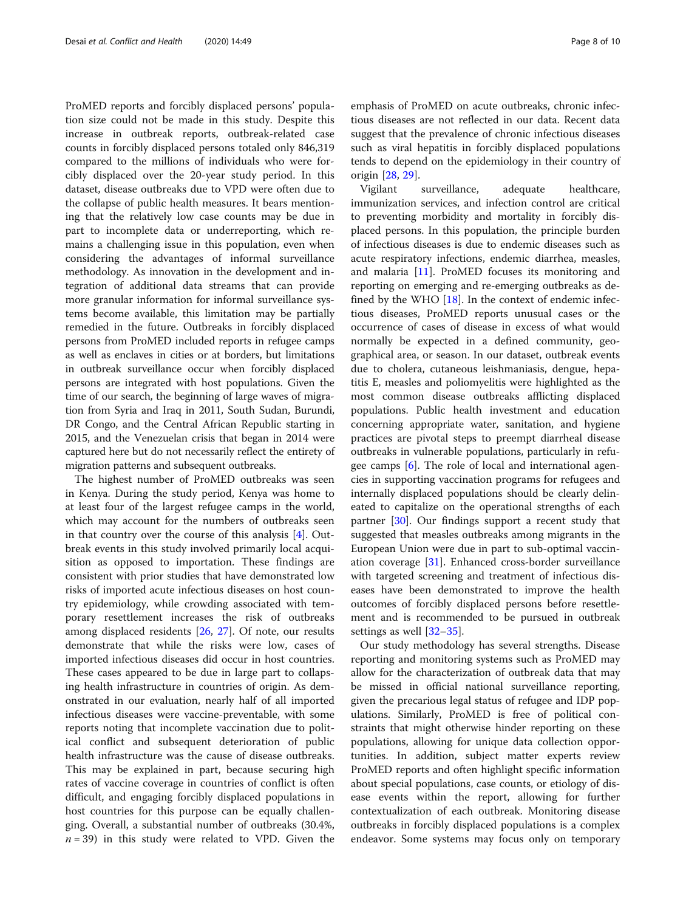ProMED reports and forcibly displaced persons' population size could not be made in this study. Despite this increase in outbreak reports, outbreak-related case counts in forcibly displaced persons totaled only 846,319 compared to the millions of individuals who were forcibly displaced over the 20-year study period. In this dataset, disease outbreaks due to VPD were often due to the collapse of public health measures. It bears mentioning that the relatively low case counts may be due in part to incomplete data or underreporting, which remains a challenging issue in this population, even when considering the advantages of informal surveillance methodology. As innovation in the development and integration of additional data streams that can provide more granular information for informal surveillance systems become available, this limitation may be partially remedied in the future. Outbreaks in forcibly displaced persons from ProMED included reports in refugee camps as well as enclaves in cities or at borders, but limitations in outbreak surveillance occur when forcibly displaced persons are integrated with host populations. Given the time of our search, the beginning of large waves of migration from Syria and Iraq in 2011, South Sudan, Burundi, DR Congo, and the Central African Republic starting in 2015, and the Venezuelan crisis that began in 2014 were captured here but do not necessarily reflect the entirety of migration patterns and subsequent outbreaks.

The highest number of ProMED outbreaks was seen in Kenya. During the study period, Kenya was home to at least four of the largest refugee camps in the world, which may account for the numbers of outbreaks seen in that country over the course of this analysis [4]. Outbreak events in this study involved primarily local acquisition as opposed to importation. These findings are consistent with prior studies that have demonstrated low risks of imported acute infectious diseases on host country epidemiology, while crowding associated with temporary resettlement increases the risk of outbreaks among displaced residents [26, 27]. Of note, our results demonstrate that while the risks were low, cases of imported infectious diseases did occur in host countries. These cases appeared to be due in large part to collapsing health infrastructure in countries of origin. As demonstrated in our evaluation, nearly half of all imported infectious diseases were vaccine-preventable, with some reports noting that incomplete vaccination due to political conflict and subsequent deterioration of public health infrastructure was the cause of disease outbreaks. This may be explained in part, because securing high rates of vaccine coverage in countries of conflict is often difficult, and engaging forcibly displaced populations in host countries for this purpose can be equally challenging. Overall, a substantial number of outbreaks (30.4%, $n = 39$) in this study were related to VPD. Given the emphasis of ProMED on acute outbreaks, chronic infectious diseases are not reflected in our data. Recent data suggest that the prevalence of chronic infectious diseases such as viral hepatitis in forcibly displaced populations tends to depend on the epidemiology in their country of origin [28, 29].

Vigilant surveillance, adequate healthcare, immunization services, and infection control are critical to preventing morbidity and mortality in forcibly displaced persons. In this population, the principle burden of infectious diseases is due to endemic diseases such as acute respiratory infections, endemic diarrhea, measles, and malaria [11]. ProMED focuses its monitoring and reporting on emerging and re-emerging outbreaks as defined by the WHO [18]. In the context of endemic infectious diseases, ProMED reports unusual cases or the occurrence of cases of disease in excess of what would normally be expected in a defined community, geographical area, or season. In our dataset, outbreak events due to cholera, cutaneous leishmaniasis, dengue, hepatitis E, measles and poliomyelitis were highlighted as the most common disease outbreaks afflicting displaced populations. Public health investment and education concerning appropriate water, sanitation, and hygiene practices are pivotal steps to preempt diarrheal disease outbreaks in vulnerable populations, particularly in refugee camps [6]. The role of local and international agencies in supporting vaccination programs for refugees and internally displaced populations should be clearly delineated to capitalize on the operational strengths of each partner [30]. Our findings support a recent study that suggested that measles outbreaks among migrants in the European Union were due in part to sub-optimal vaccination coverage [31]. Enhanced cross-border surveillance with targeted screening and treatment of infectious diseases have been demonstrated to improve the health outcomes of forcibly displaced persons before resettlement and is recommended to be pursued in outbreak settings as well [32–35].

Our study methodology has several strengths. Disease reporting and monitoring systems such as ProMED may allow for the characterization of outbreak data that may be missed in official national surveillance reporting, given the precarious legal status of refugee and IDP populations. Similarly, ProMED is free of political constraints that might otherwise hinder reporting on these populations, allowing for unique data collection opportunities. In addition, subject matter experts review ProMED reports and often highlight specific information about special populations, case counts, or etiology of disease events within the report, allowing for further contextualization of each outbreak. Monitoring disease outbreaks in forcibly displaced populations is a complex endeavor. Some systems may focus only on temporary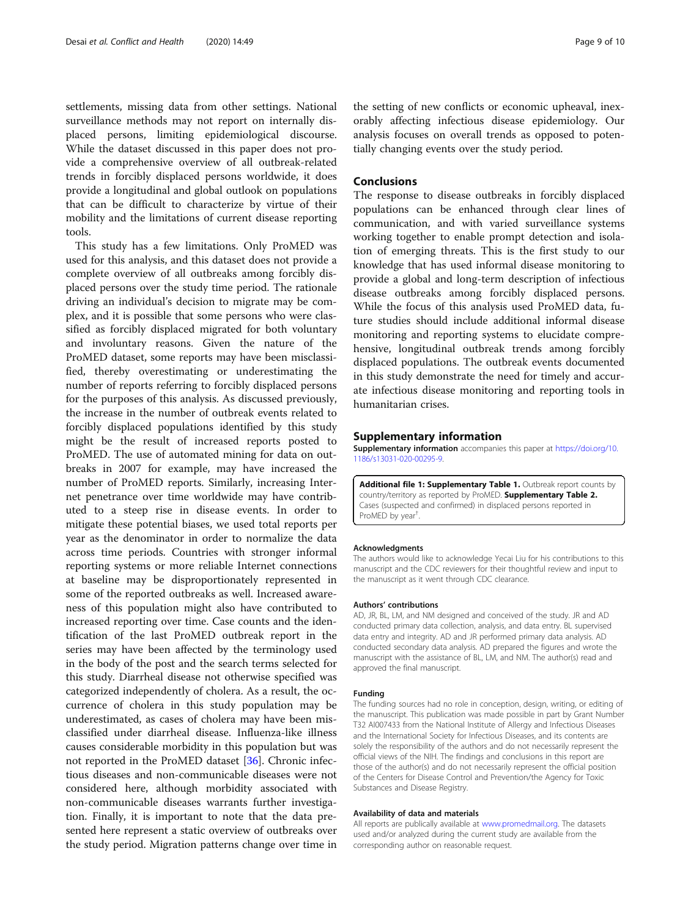settlements, missing data from other settings. National surveillance methods may not report on internally displaced persons, limiting epidemiological discourse. While the dataset discussed in this paper does not provide a comprehensive overview of all outbreak-related trends in forcibly displaced persons worldwide, it does provide a longitudinal and global outlook on populations that can be difficult to characterize by virtue of their mobility and the limitations of current disease reporting tools.

This study has a few limitations. Only ProMED was used for this analysis, and this dataset does not provide a complete overview of all outbreaks among forcibly displaced persons over the study time period. The rationale driving an individual's decision to migrate may be complex, and it is possible that some persons who were classified as forcibly displaced migrated for both voluntary and involuntary reasons. Given the nature of the ProMED dataset, some reports may have been misclassified, thereby overestimating or underestimating the number of reports referring to forcibly displaced persons for the purposes of this analysis. As discussed previously, the increase in the number of outbreak events related to forcibly displaced populations identified by this study might be the result of increased reports posted to ProMED. The use of automated mining for data on outbreaks in 2007 for example, may have increased the number of ProMED reports. Similarly, increasing Internet penetrance over time worldwide may have contributed to a steep rise in disease events. In order to mitigate these potential biases, we used total reports per year as the denominator in order to normalize the data across time periods. Countries with stronger informal reporting systems or more reliable Internet connections at baseline may be disproportionately represented in some of the reported outbreaks as well. Increased awareness of this population might also have contributed to increased reporting over time. Case counts and the identification of the last ProMED outbreak report in the series may have been affected by the terminology used in the body of the post and the search terms selected for this study. Diarrheal disease not otherwise specified was categorized independently of cholera. As a result, the occurrence of cholera in this study population may be underestimated, as cases of cholera may have been misclassified under diarrheal disease. Influenza-like illness causes considerable morbidity in this population but was not reported in the ProMED dataset [36]. Chronic infectious diseases and non-communicable diseases were not considered here, although morbidity associated with non-communicable diseases warrants further investigation. Finally, it is important to note that the data presented here represent a static overview of outbreaks over the study period. Migration patterns change over time in the setting of new conflicts or economic upheaval, inexorably affecting infectious disease epidemiology. Our analysis focuses on overall trends as opposed to potentially changing events over the study period.

## Conclusions

The response to disease outbreaks in forcibly displaced populations can be enhanced through clear lines of communication, and with varied surveillance systems working together to enable prompt detection and isolation of emerging threats. This is the first study to our knowledge that has used informal disease monitoring to provide a global and long-term description of infectious disease outbreaks among forcibly displaced persons. While the focus of this analysis used ProMED data, future studies should include additional informal disease monitoring and reporting systems to elucidate comprehensive, longitudinal outbreak trends among forcibly displaced populations. The outbreak events documented in this study demonstrate the need for timely and accurate infectious disease monitoring and reporting tools in humanitarian crises.

## Supplementary information

**Supplementary information** accompanies this paper at https://doi.org/10.1186/s13031-020-00295-9.

**Additional file 1: Supplementary Table 1.** Outbreak report counts by country/territory as reported by ProMED. **Supplementary Table 2.** Cases (suspected and confirmed) in displaced persons reported in ProMED by year[†].

#### Acknowledgments

The authors would like to acknowledge Yecai Liu for his contributions to this manuscript and the CDC reviewers for their thoughtful review and input to the manuscript as it went through CDC clearance.

#### Authors' contributions

AD, JR, BL, LM, and NM designed and conceived of the study. JR and AD conducted primary data collection, analysis, and data entry. BL supervised data entry and integrity. AD and JR performed primary data analysis. AD conducted secondary data analysis. AD prepared the figures and wrote the manuscript with the assistance of BL, LM, and NM. The author(s) read and approved the final manuscript.

#### Funding

The funding sources had no role in conception, design, writing, or editing of the manuscript. This publication was made possible in part by Grant Number T32 AI007433 from the National Institute of Allergy and Infectious Diseases and the International Society for Infectious Diseases, and its contents are solely the responsibility of the authors and do not necessarily represent the official views of the NIH. The findings and conclusions in this report are those of the author(s) and do not necessarily represent the official position of the Centers for Disease Control and Prevention/the Agency for Toxic Substances and Disease Registry.

#### Availability of data and materials

All reports are publically available at www.promedmail.org. The datasets used and/or analyzed during the current study are available from the corresponding author on reasonable request.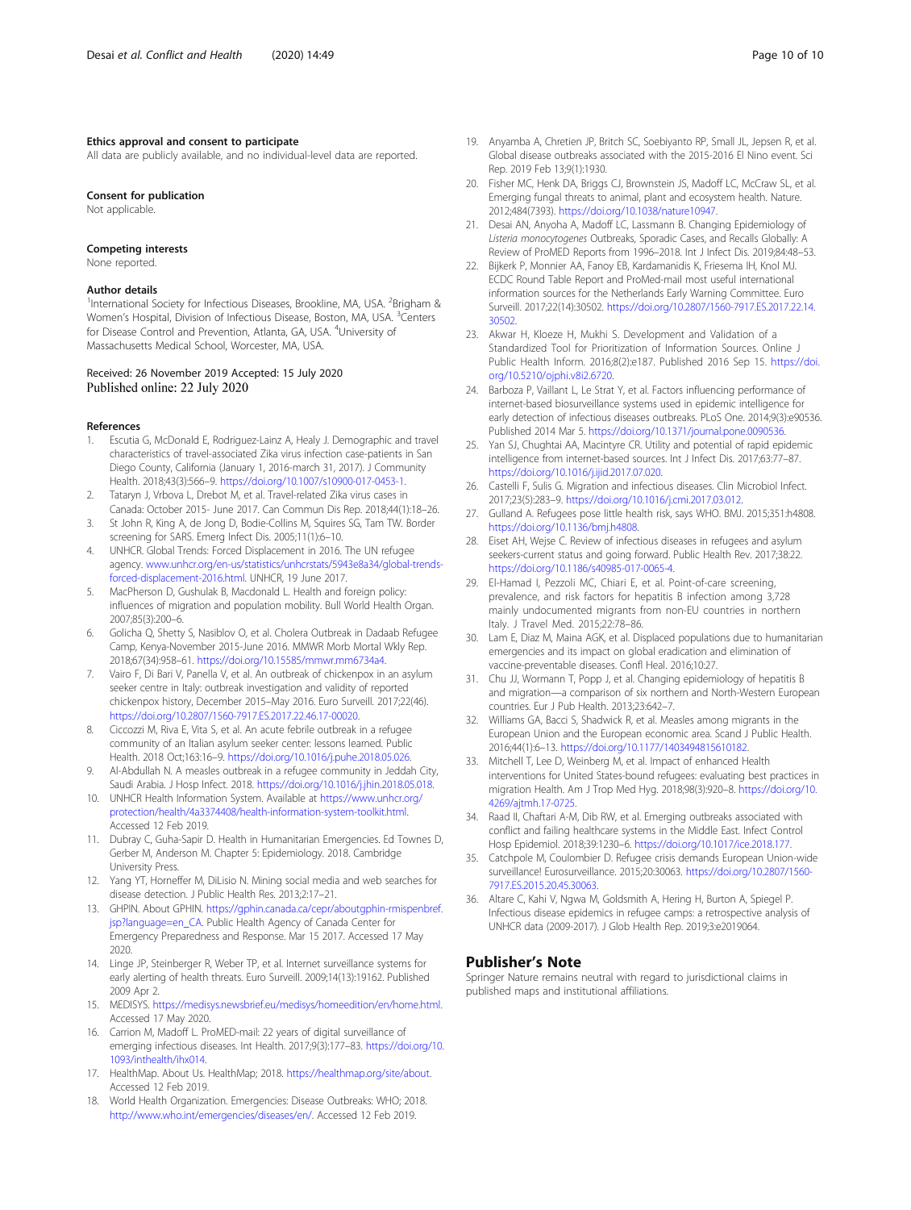### Ethics approval and consent to participate

All data are publicly available, and no individual-level data are reported.

### Consent for publication

Not applicable.

### Competing interests

None reported.

### Author details

[1]International Society for Infectious Diseases, Brookline, MA, USA. [2]Brigham & Women's Hospital, Division of Infectious Diseases, Boston, MA, USA. [3]Centers for Disease Control and Prevention, Atlanta, GA, USA. [4]University of Massachusetts Medical School, Worcester, MA, USA.

Received: 26 November 2019 Accepted: 15 July 2020
Published online: 22 July 2020

### References

1. Escutia G, McDonald E, Rodriguez-Lainz A, Healy J. Demographic and travel characteristics of travel-associated Zika virus infection case-patients in San Diego County, California (January 1, 2016-march 31, 2017). J Community Health. 2018;43(3):566–9. https://doi.org/10.1007/s10900-017-0453-1.
2. Tataryn J, Vrbova L, Drebot M, et al. Travel-related Zika virus cases in Canada: October 2015- June 2017. Can Commun Dis Rep. 2018;44(1):18–26.
3. St John R, King A, de Jong D, Bodie-Collins M, Squires SG, Tam TW. Border screening for SARS. Emerg Infect Dis. 2005;11(1):6–10.
4. UNHCR. Global Trends: Forced Displacement in 2016. The UN refugee agency. www.unhcr.org/en-us/statistics/unhcrstats/5943e8a34/global-trends-forced-displacement-2016.html. UNHCR, 19 June 2017.
5. MacPherson D, Gushulak B, Macdonald L. Health and foreign policy: influences of migration and population mobility. Bull World Health Organ. 2007;85(3):200–6.
6. Golicha Q, Shetty S, Nasiblov O, et al. Cholera Outbreak in Dadaab Refugee Camp, Kenya-November 2015-June 2016. MMWR Morb Mortal Wkly Rep. 2018;67(34):958–61. https://doi.org/10.15585/mmwr.mm6734a4.
7. Vairo F, Di Bari V, Panella V, et al. An outbreak of chickenpox in an asylum seeker centre in Italy: outbreak investigation and validity of reported chickenpox history, December 2015–May 2016. Euro Surveill. 2017;22(46). https://doi.org/10.2807/1560-7917.ES.2017.22.46.17-00020.
8. Ciccozzi M, Riva E, Vita S, et al. An acute febrile outbreak in a refugee community of an Italian asylum seeker center: lessons learned. Public Health. 2018 Oct;163:16–9. https://doi.org/10.1016/j.puhe.2018.05.026.
9. Al-Abdullah N. A measles outbreak in a refugee community in Jeddah City, Saudi Arabia. J Hosp Infect. 2018. https://doi.org/10.1016/j.jhin.2018.05.018.
10. UNHCR Health Information System. Available at https://www.unhcr.org/protection/health/4a3374408/health-information-system-toolkit.html. Accessed 12 Feb 2019.
11. Dubray C, Guha-Sapir D. Health in Humanitarian Emergencies. Ed Townes D, Gerber M, Anderson M. Chapter 5: Epidemiology. 2018. Cambridge University Press.
12. Yang YT, Horneffer M, DiLisio N. Mining social media and web searches for disease detection. J Public Health Res. 2013;2:17–21.
13. GHPIN. About GPHIN. https://gphin.canada.ca/cepr/aboutgphin-rmispenbref.jsp?language=en_CA. Public Health Agency of Canada Center for Emergency Preparedness and Response. Mar 15 2017. Accessed 17 May 2020.
14. Linge JP, Steinberger R, Weber TP, et al. Internet surveillance systems for early alerting of health threats. Euro Surveill. 2009;14(13):19162. Published 2009 Apr 2.
15. MEDISYS. https://medisys.newsbrief.eu/medisys/homeedition/en/home.html. Accessed 17 May 2020.
16. Carrion M, Madoff L. ProMED-mail: 22 years of digital surveillance of emerging infectious diseases. Int Health. 2017;9(3):177–83. https://doi.org/10.1093/inthealth/ihx014.
17. HealthMap. About Us. HealthMap; 2018. https://healthmap.org/site/about. Accessed 12 Feb 2019.
18. World Health Organization. Emergencies: Disease Outbreaks: WHO; 2018. http://www.who.int/emergencies/diseases/en/. Accessed 12 Feb 2019.
19. Anyamba A, Chretien JP, Britch SC, Soebiyanto RP, Small JL, Jepsen R, et al. Global disease outbreaks associated with the 2015-2016 El Nino event. Sci Rep. 2019 Feb 13;9(1):1930.
20. Fisher MC, Henk DA, Briggs CJ, Brownstein JS, Madoff LC, McCraw SL, et al. Emerging fungal threats to animal, plant and ecosystem health. Nature. 2012;484(7393). https://doi.org/10.1038/nature10947.
21. Desai AN, Anyoha A, Madoff LC, Lassmann B. Changing Epidemiology of *Listeria monocytogenes* Outbreaks, Sporadic Cases, and Recalls Globally: A Review of ProMED Reports from 1996–2018. Int J Infect Dis. 2019;84:48–53.
22. Bijkerk P, Monnier AA, Fanoy EB, Kardamanidis K, Friesema IH, Knol MJ. ECDC Round Table Report and ProMed-mail most useful international information sources for the Netherlands Early Warning Committee. Euro Surveill. 2017;22(14):30502. https://doi.org/10.2807/1560-7917.ES.2017.22.14.30502.
23. Akwar H, Kloeze H, Mukhi S. Development and Validation of a Standardized Tool for Prioritization of Information Sources. Online J Public Health Inform. 2016;8(2):e187. Published 2016 Sep 15. https://doi.org/10.5210/ojphi.v8i2.6720.
24. Barboza P, Vaillant L, Le Strat Y, et al. Factors influencing performance of internet-based biosurveillance systems used in epidemic intelligence for early detection of infectious diseases outbreaks. PLoS One. 2014;9(3):e90536. Published 2014 Mar 5. https://doi.org/10.1371/journal.pone.0090536.
25. Yan SJ, Chughtai AA, Macintyre CR. Utility and potential of rapid epidemic intelligence from internet-based sources. Int J Infect Dis. 2017;63:77–87. https://doi.org/10.1016/j.ijid.2017.07.020.
26. Castelli F, Sulis G. Migration and infectious diseases. Clin Microbiol Infect. 2017;23(5):283–9. https://doi.org/10.1016/j.cmi.2017.03.012.
27. Gulland A. Refugees pose little health risk, says WHO. BMJ. 2015;351:h4808. https://doi.org/10.1136/bmj.h4808.
28. Eiset AH, Wejse C. Review of infectious diseases in refugees and asylum seekers-current status and going forward. Public Health Rev. 2017;38:22. https://doi.org/10.1186/s40985-017-0065-4.
29. El-Hamad I, Pezzoli MC, Chiari E, et al. Point-of-care screening, prevalence, and risk factors for hepatitis B infection among 3,728 mainly undocumented migrants from non-EU countries in northern Italy. J Travel Med. 2015;22:78–86.
30. Lam E, Diaz M, Maina AGK, et al. Displaced populations due to humanitarian emergencies and its impact on global eradication and elimination of vaccine-preventable diseases. Confl Heal. 2016;10:27.
31. Chu JJ, Wormann T, Popp J, et al. Changing epidemiology of hepatitis B and migration—a comparison of six northern and North-Western European countries. Eur J Pub Health. 2013;23:642–7.
32. Williams GA, Bacci S, Shadwick R, et al. Measles among migrants in the European Union and the European economic area. Scand J Public Health. 2016;44(1):6–13. https://doi.org/10.1177/1403494815610182.
33. Mitchell T, Lee D, Weinberg M, et al. Impact of enhanced Health interventions for United States-bound refugees: evaluating best practices in migration Health. Am J Trop Med Hyg. 2018;98(3):920–8. https://doi.org/10.4269/ajtmh.17-0725.
34. Raad II, Chaftari A-M, Dib RW, et al. Emerging outbreaks associated with conflict and failing healthcare systems in the Middle East. Infect Control Hosp Epidemiol. 2018;39:1230–6. https://doi.org/10.1017/ice.2018.177.
35. Catchpole M, Coulombier D. Refugee crisis demands European Union-wide surveillance! Eurosurveillance. 2015;20:30063. https://doi.org/10.2807/1560-7917.ES.2015.20.45.30063.
36. Altare C, Kahi V, Ngwa M, Goldsmith A, Hering H, Burton A, Spiegel P. Infectious disease epidemics in refugee camps: a retrospective analysis of UNHCR data (2009-2017). J Glob Health Rep. 2019;3:e2019064.

## Publisher's Note

Springer Nature remains neutral with regard to jurisdictional claims in published maps and institutional affiliations.